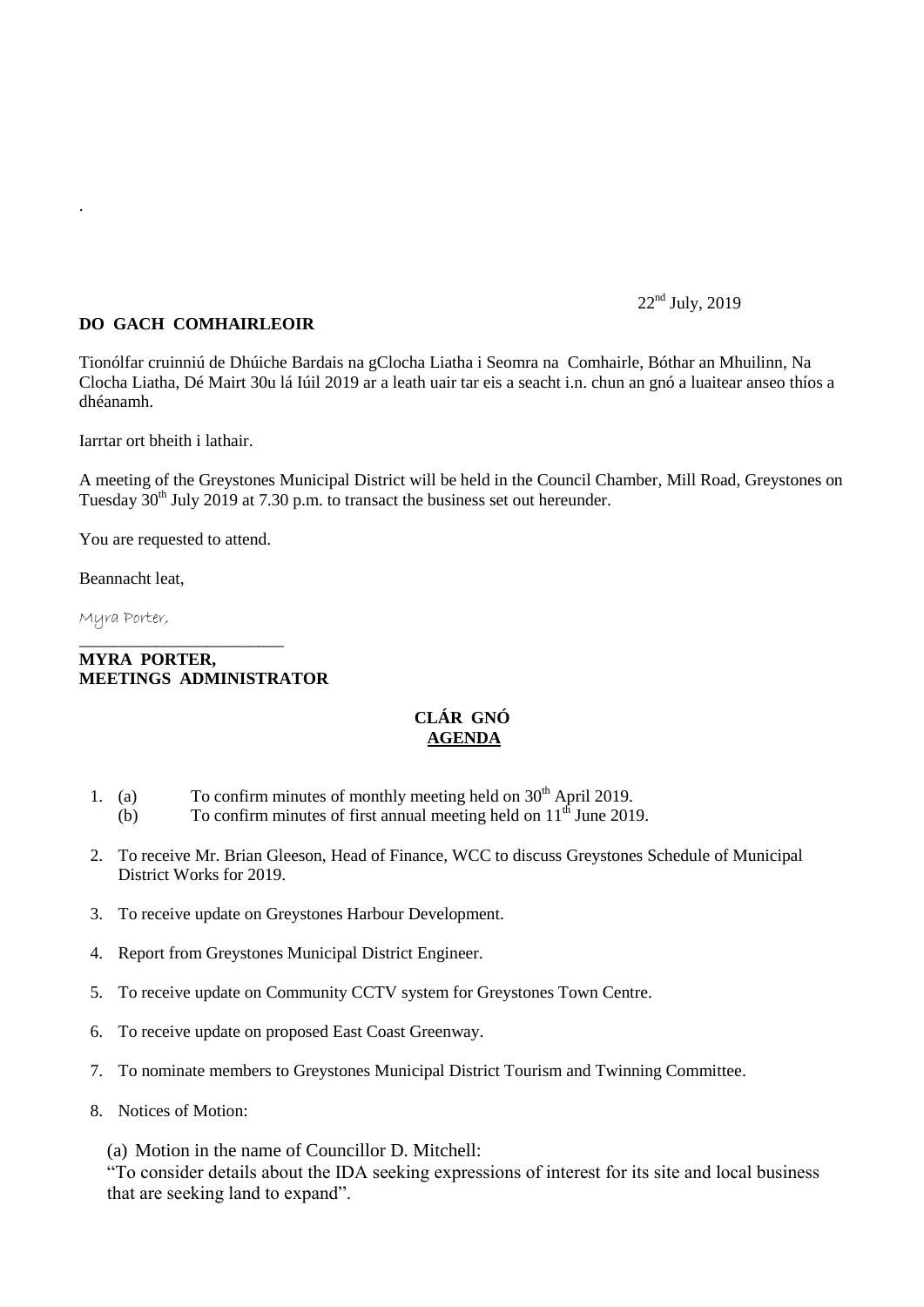.

22nd July, 2019

**DO GACH COMHAIRLEOIR**

Tionólfar cruinniú de Dhúiche Bardais na gClocha Liatha i Seomra na Comhairle, Bóthar an Mhuilinn, Na Clocha Liatha, Dé Mairt 30u lá Iúil 2019 ar a leath uair tar eis a seacht i.n. chun an gnó a luaitear anseo thíos a dhéanamh.

Iarrtar ort bheith i lathair.

A meeting of the Greystones Municipal District will be held in the Council Chamber, Mill Road, Greystones on Tuesday 30th July 2019 at 7.30 p.m. to transact the business set out hereunder.

You are requested to attend.

Beannacht leat,

Myra Porter,

________________________

**MYRA PORTER,**
**MEETINGS ADMINISTRATOR**

**CLÁR GNÓ**
**AGENDA**

1. (a) To confirm minutes of monthly meeting held on 30th April 2019.
   (b) To confirm minutes of first annual meeting held on 11th June 2019.

2. To receive Mr. Brian Gleeson, Head of Finance, WCC to discuss Greystones Schedule of Municipal District Works for 2019.

3. To receive update on Greystones Harbour Development.

4. Report from Greystones Municipal District Engineer.

5. To receive update on Community CCTV system for Greystones Town Centre.

6. To receive update on proposed East Coast Greenway.

7. To nominate members to Greystones Municipal District Tourism and Twinning Committee.

8. Notices of Motion:

   (a) Motion in the name of Councillor D. Mitchell:
   "To consider details about the IDA seeking expressions of interest for its site and local business that are seeking land to expand".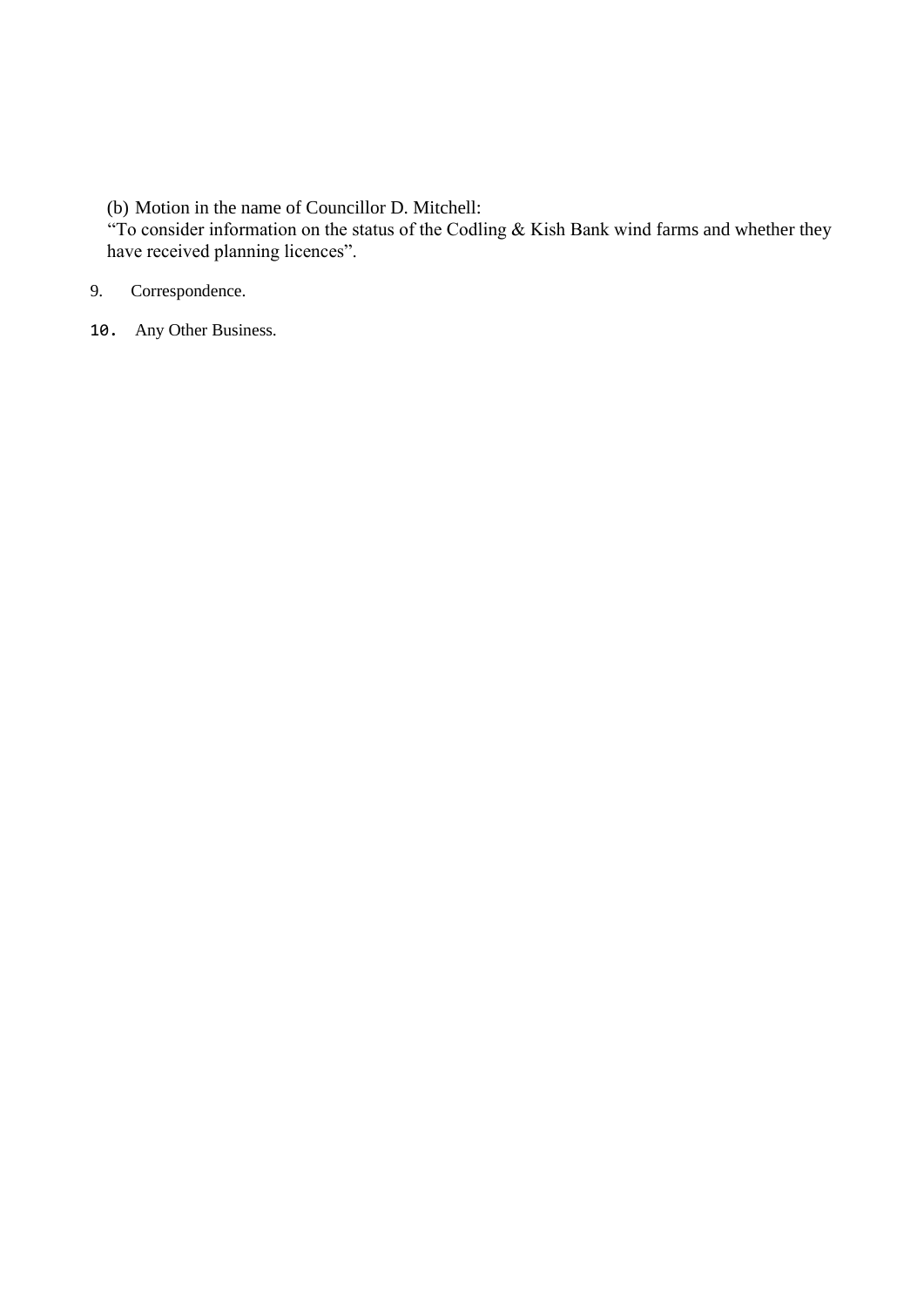(b) Motion in the name of Councillor D. Mitchell:
"To consider information on the status of the Codling & Kish Bank wind farms and whether they have received planning licences".

9. Correspondence.

10. Any Other Business.